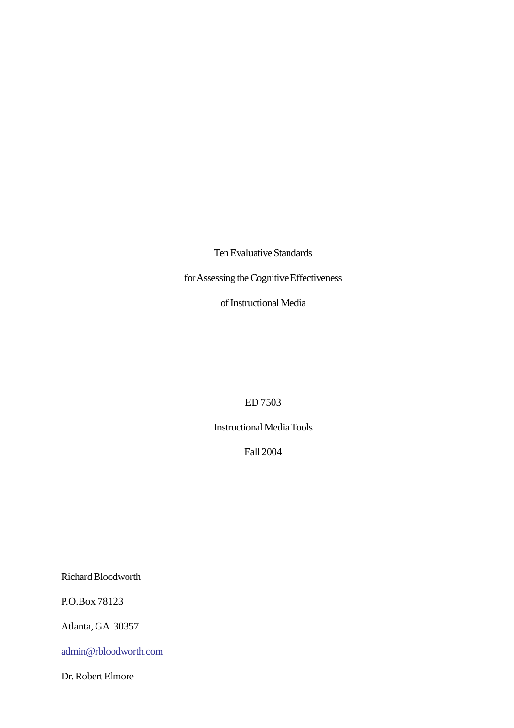# Ten Evaluative Standards for Assessing the Cognitive Effectiveness of Instructional Media

ED 7503

Instructional Media Tools

Fall 2004

Richard Bloodworth

P.O.Box 78123

Atlanta, GA  30357

admin@rbloodworth.com

Dr. Robert Elmore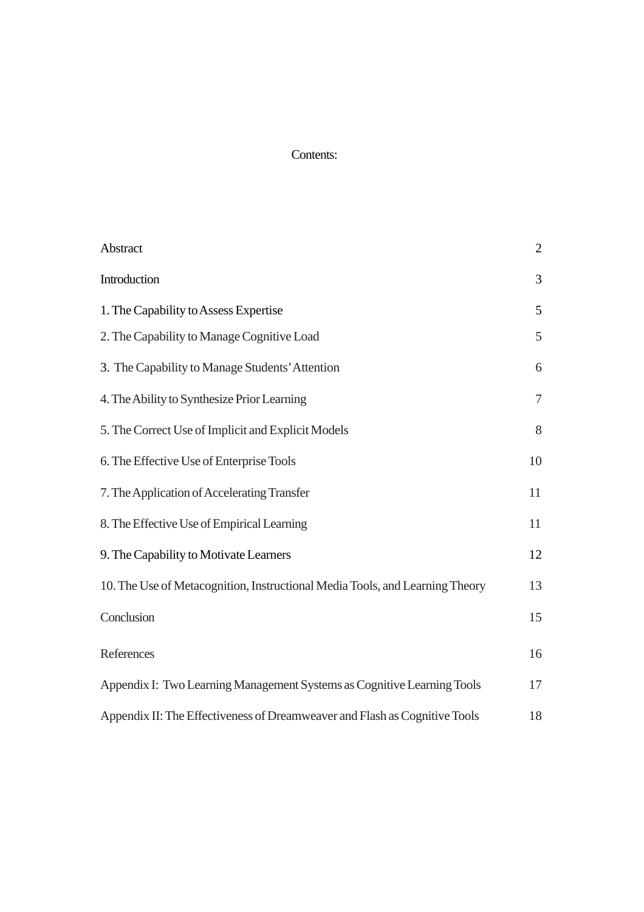# Contents:

| | |
|---|---|
| Abstract | 2 |
| Introduction | 3 |
| 1. The Capability to Assess Expertise | 5 |
| 2. The Capability to Manage Cognitive Load | 5 |
| 3. The Capability to Manage Students' Attention | 6 |
| 4. The Ability to Synthesize Prior Learning | 7 |
| 5. The Correct Use of Implicit and Explicit Models | 8 |
| 6. The Effective Use of Enterprise Tools | 10 |
| 7. The Application of Accelerating Transfer | 11 |
| 8. The Effective Use of Empirical Learning | 11 |
| 9. The Capability to Motivate Learners | 12 |
| 10. The Use of Metacognition, Instructional Media Tools, and Learning Theory | 13 |
| Conclusion | 15 |
| References | 16 |
| Appendix I: Two Learning Management Systems as Cognitive Learning Tools | 17 |
| Appendix II: The Effectiveness of Dreamweaver and Flash as Cognitive Tools | 18 |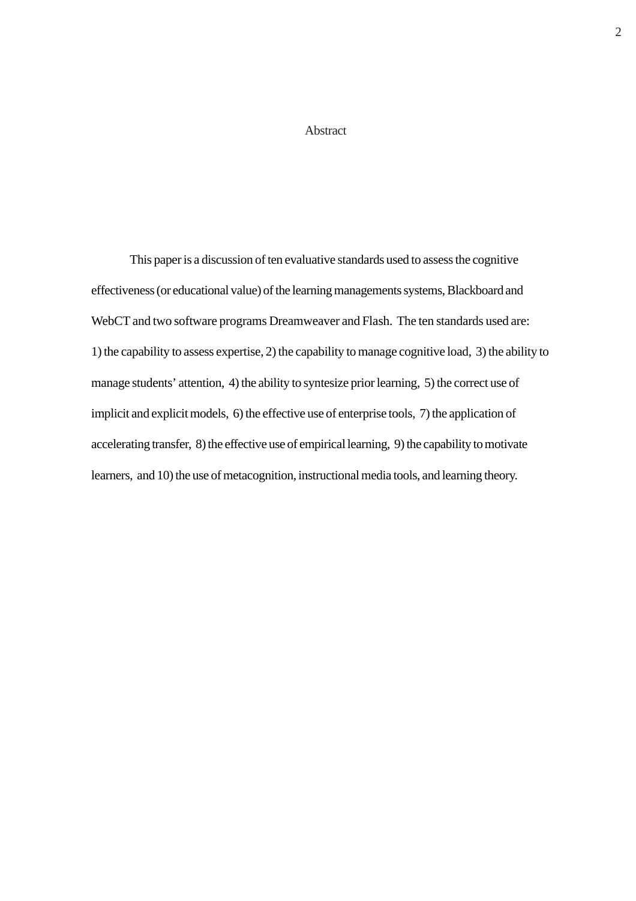# Abstract

This paper is a discussion of ten evaluative standards used to assess the cognitive effectiveness (or educational value) of the learning managements systems, Blackboard and WebCT and two software programs Dreamweaver and Flash. The ten standards used are: 1) the capability to assess expertise, 2) the capability to manage cognitive load, 3) the ability to manage students' attention, 4) the ability to syntesize prior learning, 5) the correct use of implicit and explicit models, 6) the effective use of enterprise tools, 7) the application of accelerating transfer, 8) the effective use of empirical learning, 9) the capability to motivate learners, and 10) the use of metacognition, instructional media tools, and learning theory.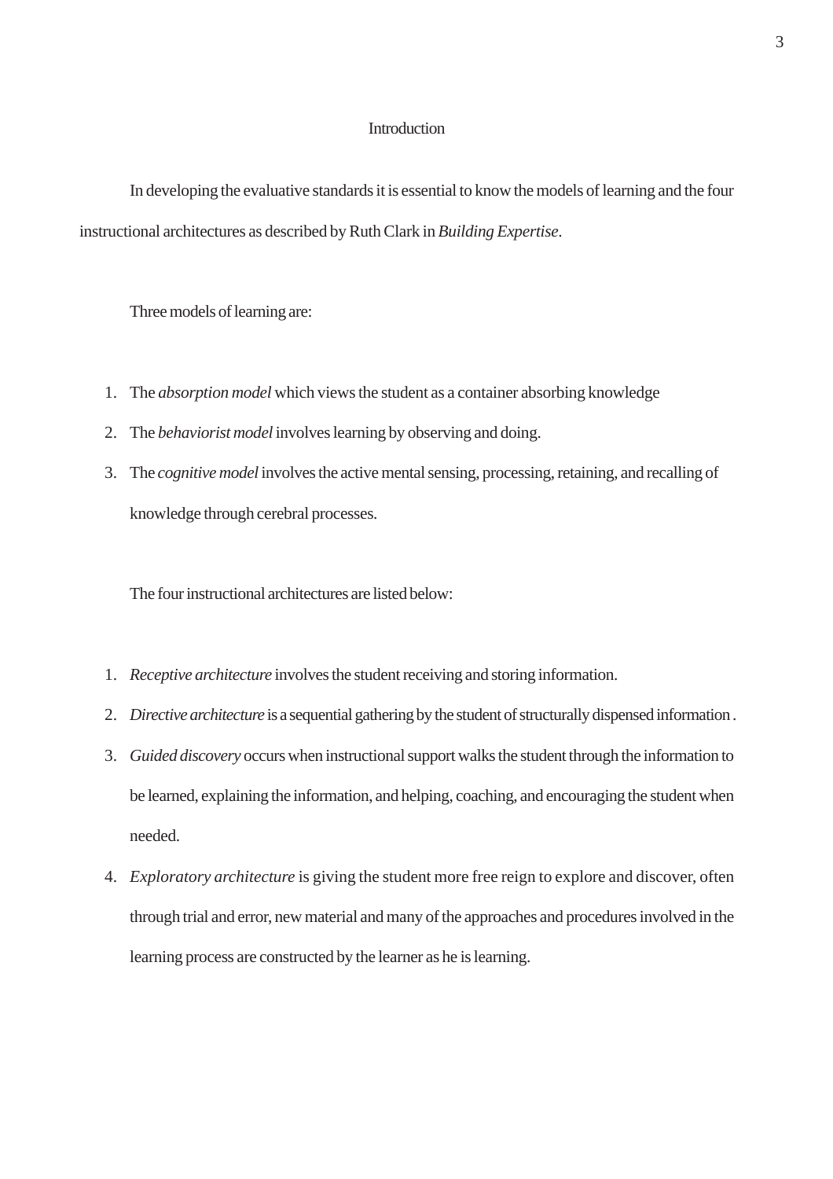# Introduction

In developing the evaluative standards it is essential to know the models of learning and the four instructional architectures as described by Ruth Clark in *Building Expertise*.

Three models of learning are:

1. The *absorption model* which views the student as a container absorbing knowledge
2. The *behaviorist model* involves learning by observing and doing.
3. The *cognitive model* involves the active mental sensing, processing, retaining, and recalling of knowledge through cerebral processes.

The four instructional architectures are listed below:

1. *Receptive architecture* involves the student receiving and storing information.
2. *Directive architecture* is a sequential gathering by the student of structurally dispensed information .
3. *Guided discovery* occurs when instructional support walks the student through the information to be learned, explaining the information, and helping, coaching, and encouraging the student when needed.
4. *Exploratory architecture* is giving the student more free reign to explore and discover, often through trial and error, new material and many of the approaches and procedures involved in the learning process are constructed by the learner as he is learning.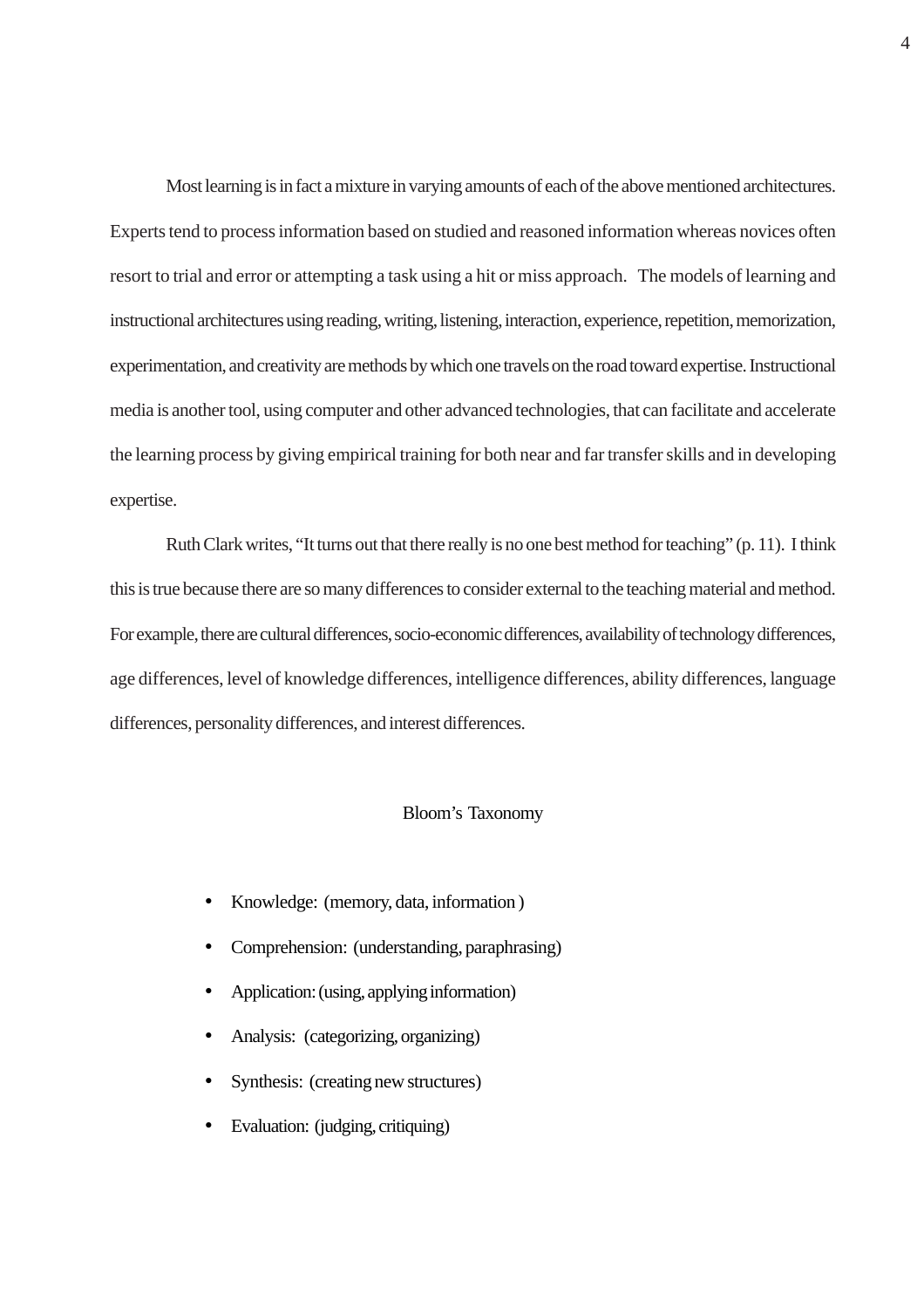Most learning is in fact a mixture in varying amounts of each of the above mentioned architectures. Experts tend to process information based on studied and reasoned information whereas novices often resort to trial and error or attempting a task using a hit or miss approach. The models of learning and instructional architectures using reading, writing, listening, interaction, experience, repetition, memorization, experimentation, and creativity are methods by which one travels on the road toward expertise. Instructional media is another tool, using computer and other advanced technologies, that can facilitate and accelerate the learning process by giving empirical training for both near and far transfer skills and in developing expertise.

Ruth Clark writes, “It turns out that there really is no one best method for teaching” (p. 11). I think this is true because there are so many differences to consider external to the teaching material and method. For example, there are cultural differences, socio-economic differences, availability of technology differences, age differences, level of knowledge differences, intelligence differences, ability differences, language differences, personality differences, and interest differences.

## Bloom’s Taxonomy

- Knowledge: (memory, data, information )
- Comprehension: (understanding, paraphrasing)
- Application: (using, applying information)
- Analysis: (categorizing, organizing)
- Synthesis: (creating new structures)
- Evaluation: (judging, critiquing)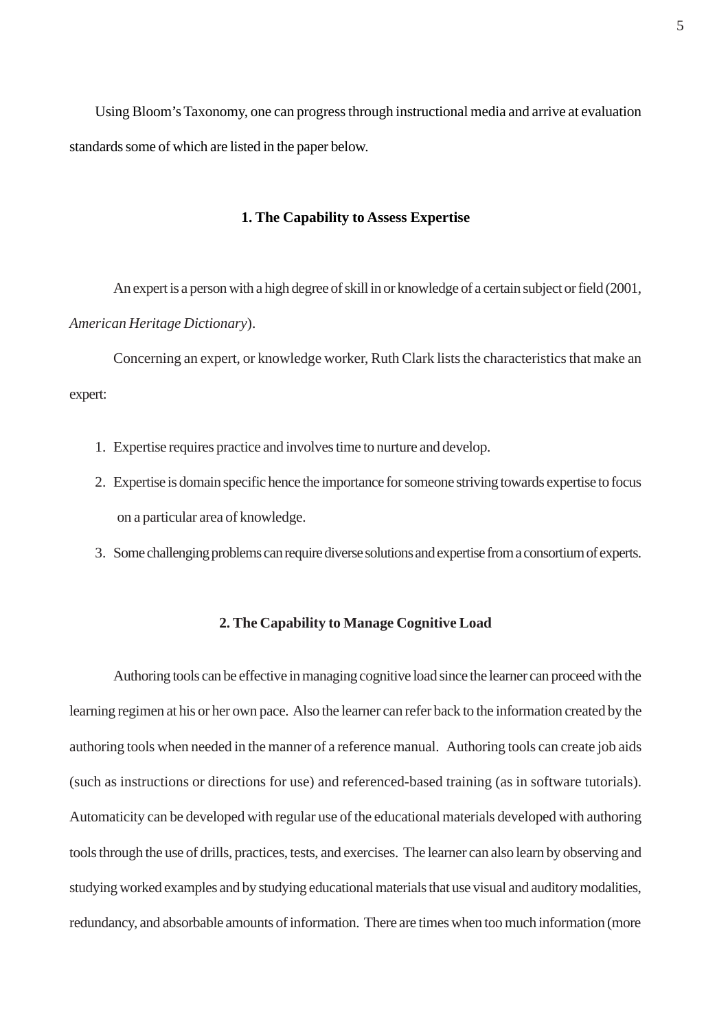Using Bloom's Taxonomy, one can progress through instructional media and arrive at evaluation standards some of which are listed in the paper below.

## 1. The Capability to Assess Expertise

An expert is a person with a high degree of skill in or knowledge of a certain subject or field (2001, *American Heritage Dictionary*).

Concerning an expert, or knowledge worker, Ruth Clark lists the characteristics that make an expert:

1. Expertise requires practice and involves time to nurture and develop.
2. Expertise is domain specific hence the importance for someone striving towards expertise to focus on a particular area of knowledge.
3. Some challenging problems can require diverse solutions and expertise from a consortium of experts.

## 2. The Capability to Manage Cognitive Load

Authoring tools can be effective in managing cognitive load since the learner can proceed with the learning regimen at his or her own pace. Also the learner can refer back to the information created by the authoring tools when needed in the manner of a reference manual. Authoring tools can create job aids (such as instructions or directions for use) and referenced-based training (as in software tutorials). Automaticity can be developed with regular use of the educational materials developed with authoring tools through the use of drills, practices, tests, and exercises. The learner can also learn by observing and studying worked examples and by studying educational materials that use visual and auditory modalities, redundancy, and absorbable amounts of information. There are times when too much information (more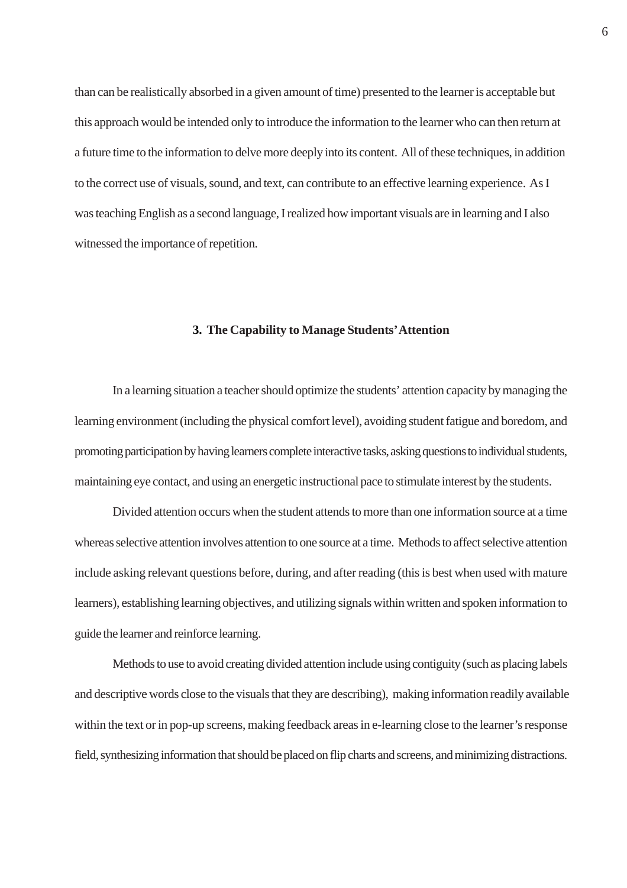than can be realistically absorbed in a given amount of time) presented to the learner is acceptable but this approach would be intended only to introduce the information to the learner who can then return at a future time to the information to delve more deeply into its content. All of these techniques, in addition to the correct use of visuals, sound, and text, can contribute to an effective learning experience. As I was teaching English as a second language, I realized how important visuals are in learning and I also witnessed the importance of repetition.

### 3. The Capability to Manage Students' Attention

In a learning situation a teacher should optimize the students' attention capacity by managing the learning environment (including the physical comfort level), avoiding student fatigue and boredom, and promoting participation by having learners complete interactive tasks, asking questions to individual students, maintaining eye contact, and using an energetic instructional pace to stimulate interest by the students.

Divided attention occurs when the student attends to more than one information source at a time whereas selective attention involves attention to one source at a time. Methods to affect selective attention include asking relevant questions before, during, and after reading (this is best when used with mature learners), establishing learning objectives, and utilizing signals within written and spoken information to guide the learner and reinforce learning.

Methods to use to avoid creating divided attention include using contiguity (such as placing labels and descriptive words close to the visuals that they are describing), making information readily available within the text or in pop-up screens, making feedback areas in e-learning close to the learner's response field, synthesizing information that should be placed on flip charts and screens, and minimizing distractions.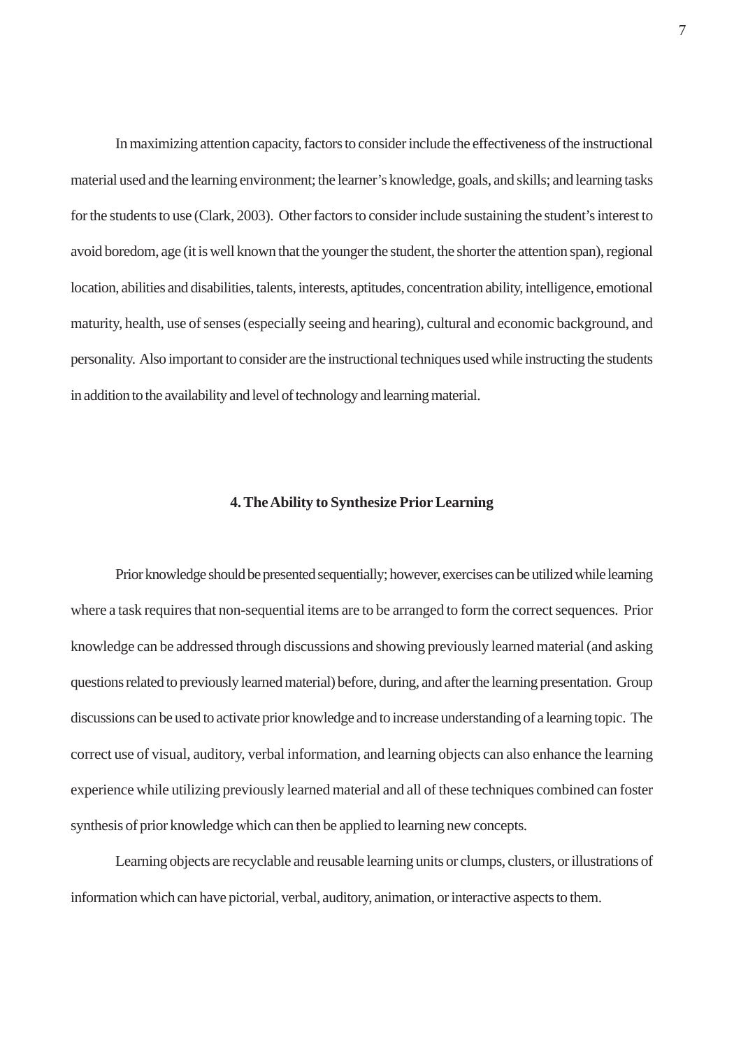In maximizing attention capacity, factors to consider include the effectiveness of the instructional material used and the learning environment; the learner's knowledge, goals, and skills; and learning tasks for the students to use (Clark, 2003). Other factors to consider include sustaining the student's interest to avoid boredom, age (it is well known that the younger the student, the shorter the attention span), regional location, abilities and disabilities, talents, interests, aptitudes, concentration ability, intelligence, emotional maturity, health, use of senses (especially seeing and hearing), cultural and economic background, and personality. Also important to consider are the instructional techniques used while instructing the students in addition to the availability and level of technology and learning material.

## 4. The Ability to Synthesize Prior Learning

Prior knowledge should be presented sequentially; however, exercises can be utilized while learning where a task requires that non-sequential items are to be arranged to form the correct sequences. Prior knowledge can be addressed through discussions and showing previously learned material (and asking questions related to previously learned material) before, during, and after the learning presentation. Group discussions can be used to activate prior knowledge and to increase understanding of a learning topic. The correct use of visual, auditory, verbal information, and learning objects can also enhance the learning experience while utilizing previously learned material and all of these techniques combined can foster synthesis of prior knowledge which can then be applied to learning new concepts.

Learning objects are recyclable and reusable learning units or clumps, clusters, or illustrations of information which can have pictorial, verbal, auditory, animation, or interactive aspects to them.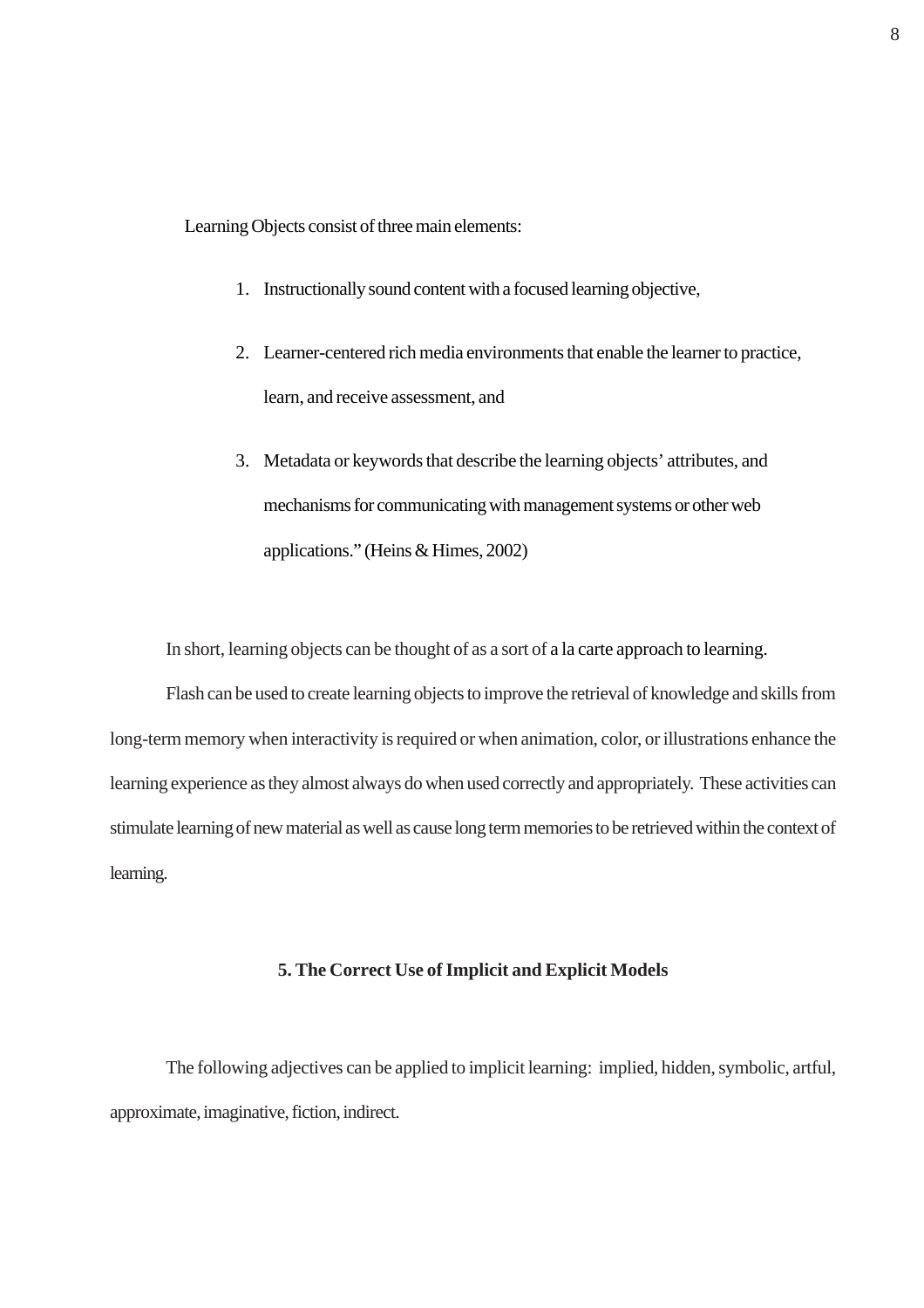Learning Objects consist of three main elements:

1. Instructionally sound content with a focused learning objective,
2. Learner-centered rich media environments that enable the learner to practice, learn, and receive assessment, and
3. Metadata or keywords that describe the learning objects' attributes, and mechanisms for communicating with management systems or other web applications." (Heins & Himes, 2002)

In short, learning objects can be thought of as a sort of a la carte approach to learning.

Flash can be used to create learning objects to improve the retrieval of knowledge and skills from long-term memory when interactivity is required or when animation, color, or illustrations enhance the learning experience as they almost always do when used correctly and appropriately. These activities can stimulate learning of new material as well as cause long term memories to be retrieved within the context of learning.

## 5. The Correct Use of Implicit and Explicit Models

The following adjectives can be applied to implicit learning: implied, hidden, symbolic, artful, approximate, imaginative, fiction, indirect.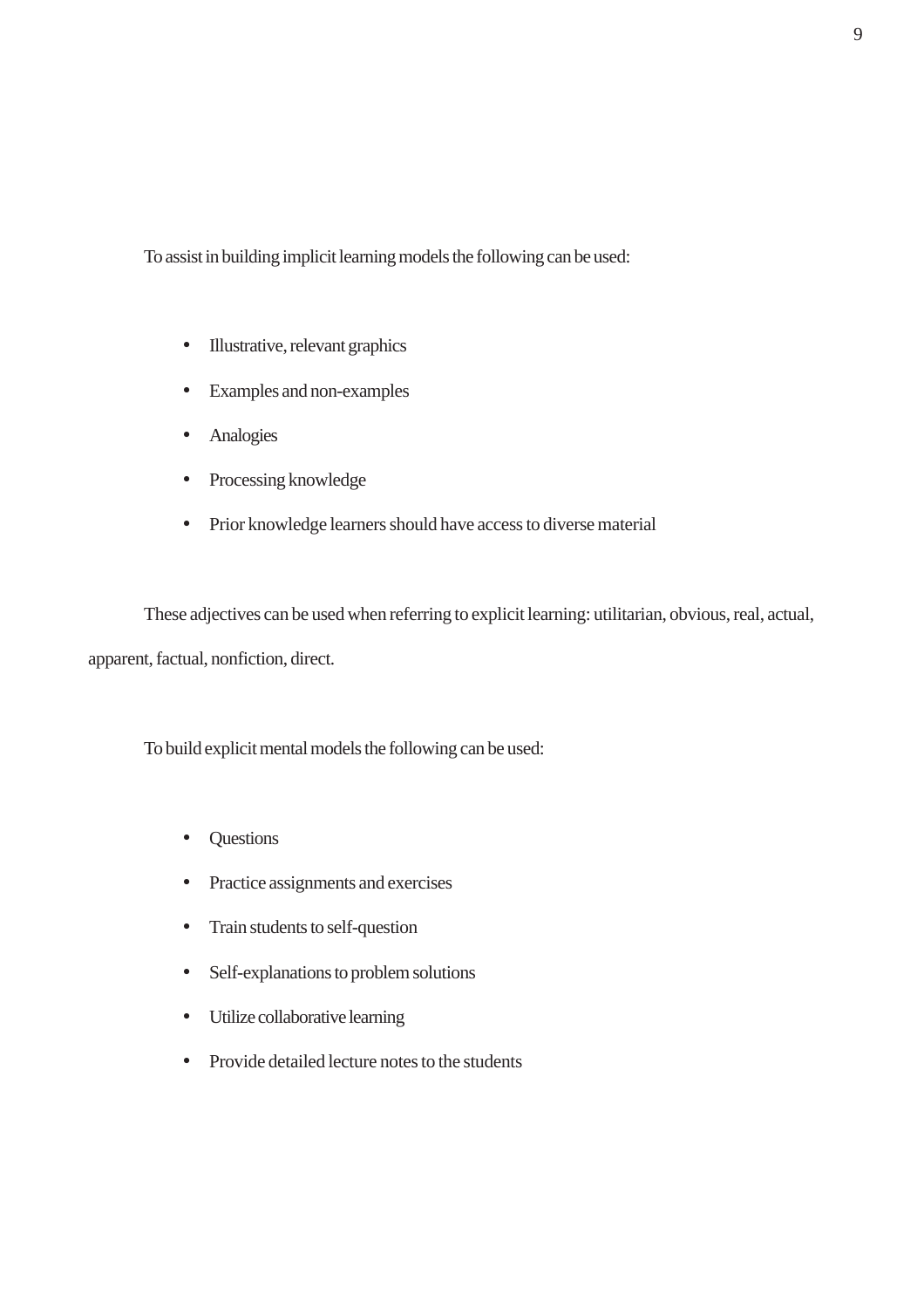To assist in building implicit learning models the following can be used:

- Illustrative, relevant graphics
- Examples and non-examples
- Analogies
- Processing knowledge
- Prior knowledge learners should have access to diverse material

These adjectives can be used when referring to explicit learning: utilitarian, obvious, real, actual, apparent, factual, nonfiction, direct.

To build explicit mental models the following can be used:

- Questions
- Practice assignments and exercises
- Train students to self-question
- Self-explanations to problem solutions
- Utilize collaborative learning
- Provide detailed lecture notes to the students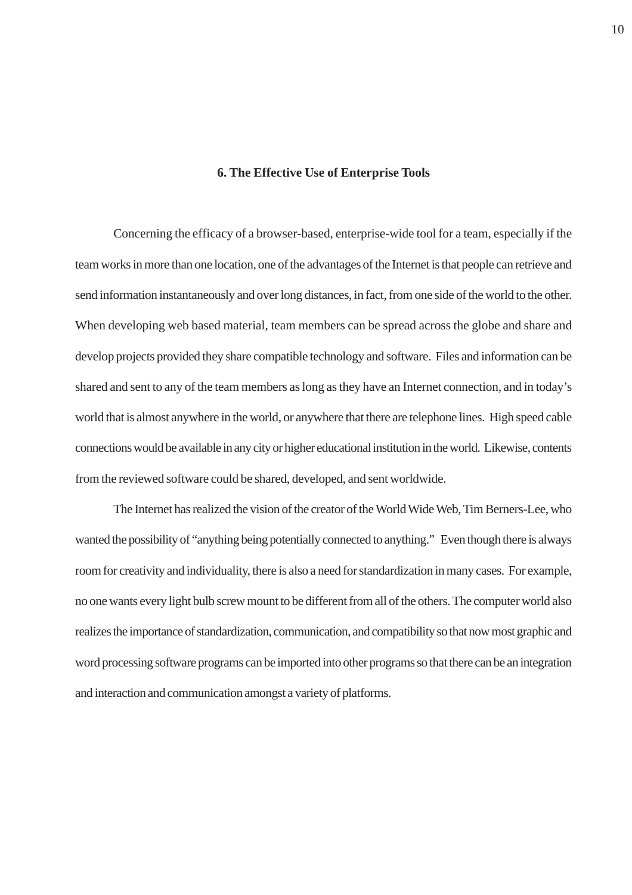## 6. The Effective Use of Enterprise Tools

Concerning the efficacy of a browser-based, enterprise-wide tool for a team, especially if the team works in more than one location, one of the advantages of the Internet is that people can retrieve and send information instantaneously and over long distances, in fact, from one side of the world to the other. When developing web based material, team members can be spread across the globe and share and develop projects provided they share compatible technology and software. Files and information can be shared and sent to any of the team members as long as they have an Internet connection, and in today's world that is almost anywhere in the world, or anywhere that there are telephone lines. High speed cable connections would be available in any city or higher educational institution in the world. Likewise, contents from the reviewed software could be shared, developed, and sent worldwide.

The Internet has realized the vision of the creator of the World Wide Web, Tim Berners-Lee, who wanted the possibility of "anything being potentially connected to anything." Even though there is always room for creativity and individuality, there is also a need for standardization in many cases. For example, no one wants every light bulb screw mount to be different from all of the others. The computer world also realizes the importance of standardization, communication, and compatibility so that now most graphic and word processing software programs can be imported into other programs so that there can be an integration and interaction and communication amongst a variety of platforms.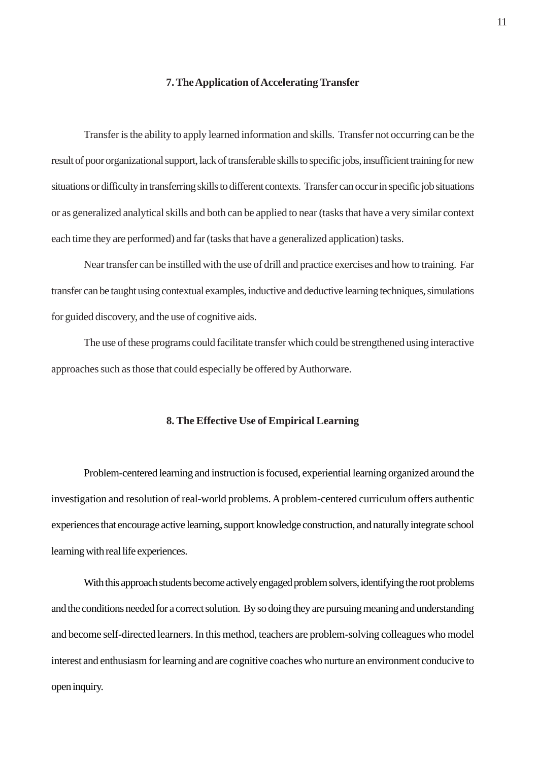## 7. The Application of Accelerating Transfer

Transfer is the ability to apply learned information and skills. Transfer not occurring can be the result of poor organizational support, lack of transferable skills to specific jobs, insufficient training for new situations or difficulty in transferring skills to different contexts. Transfer can occur in specific job situations or as generalized analytical skills and both can be applied to near (tasks that have a very similar context each time they are performed) and far (tasks that have a generalized application) tasks.

Near transfer can be instilled with the use of drill and practice exercises and how to training. Far transfer can be taught using contextual examples, inductive and deductive learning techniques, simulations for guided discovery, and the use of cognitive aids.

The use of these programs could facilitate transfer which could be strengthened using interactive approaches such as those that could especially be offered by Authorware.

## 8. The Effective Use of Empirical Learning

Problem-centered learning and instruction is focused, experiential learning organized around the investigation and resolution of real-world problems. A problem-centered curriculum offers authentic experiences that encourage active learning, support knowledge construction, and naturally integrate school learning with real life experiences.

With this approach students become actively engaged problem solvers, identifying the root problems and the conditions needed for a correct solution. By so doing they are pursuing meaning and understanding and become self-directed learners. In this method, teachers are problem-solving colleagues who model interest and enthusiasm for learning and are cognitive coaches who nurture an environment conducive to open inquiry.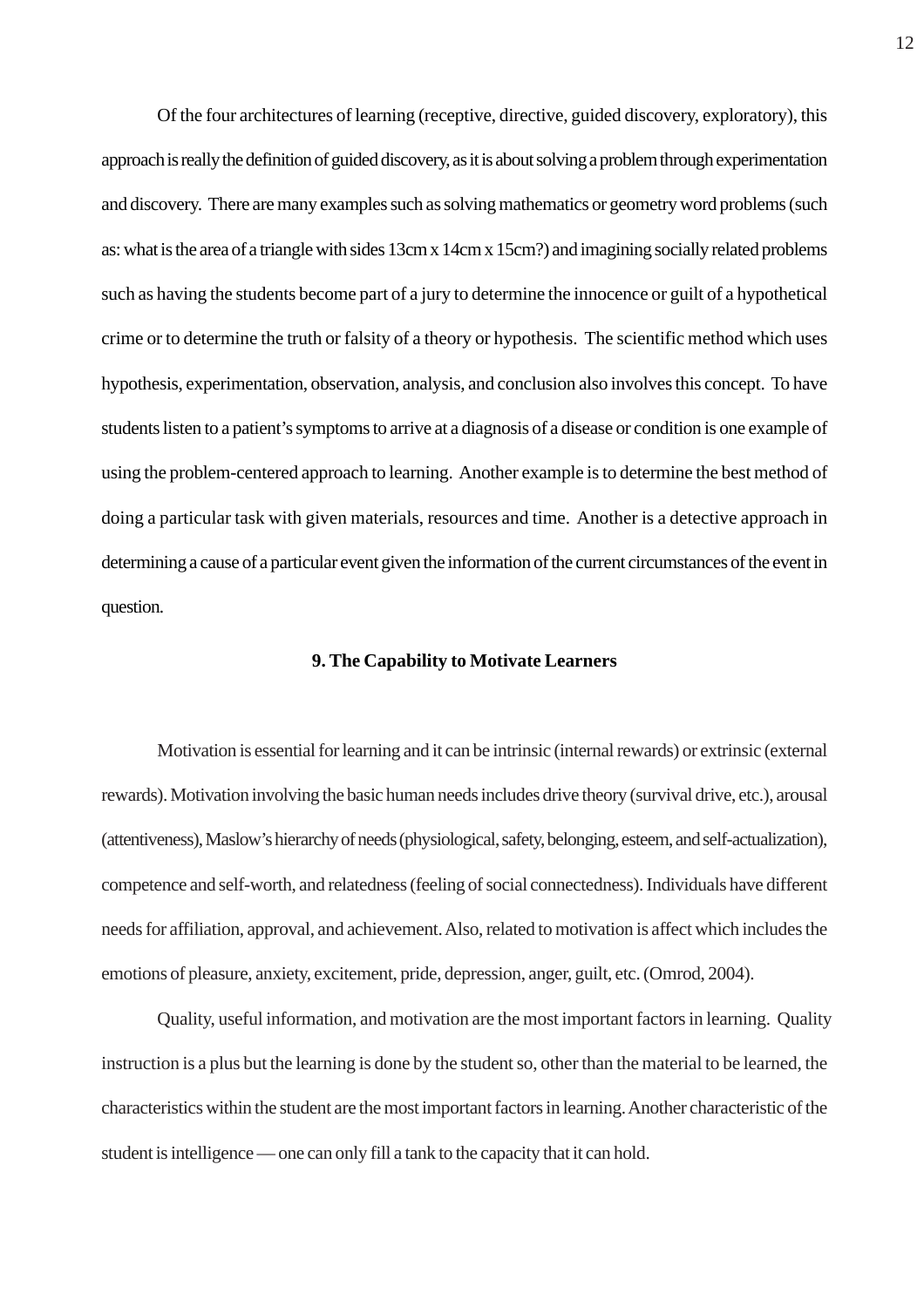Of the four architectures of learning (receptive, directive, guided discovery, exploratory), this approach is really the definition of guided discovery, as it is about solving a problem through experimentation and discovery. There are many examples such as solving mathematics or geometry word problems (such as: what is the area of a triangle with sides 13cm x 14cm x 15cm?) and imagining socially related problems such as having the students become part of a jury to determine the innocence or guilt of a hypothetical crime or to determine the truth or falsity of a theory or hypothesis. The scientific method which uses hypothesis, experimentation, observation, analysis, and conclusion also involves this concept. To have students listen to a patient's symptoms to arrive at a diagnosis of a disease or condition is one example of using the problem-centered approach to learning. Another example is to determine the best method of doing a particular task with given materials, resources and time. Another is a detective approach in determining a cause of a particular event given the information of the current circumstances of the event in question.

## 9. The Capability to Motivate Learners

Motivation is essential for learning and it can be intrinsic (internal rewards) or extrinsic (external rewards). Motivation involving the basic human needs includes drive theory (survival drive, etc.), arousal (attentiveness), Maslow's hierarchy of needs (physiological, safety, belonging, esteem, and self-actualization), competence and self-worth, and relatedness (feeling of social connectedness). Individuals have different needs for affiliation, approval, and achievement. Also, related to motivation is affect which includes the emotions of pleasure, anxiety, excitement, pride, depression, anger, guilt, etc. (Omrod, 2004).

Quality, useful information, and motivation are the most important factors in learning. Quality instruction is a plus but the learning is done by the student so, other than the material to be learned, the characteristics within the student are the most important factors in learning. Another characteristic of the student is intelligence — one can only fill a tank to the capacity that it can hold.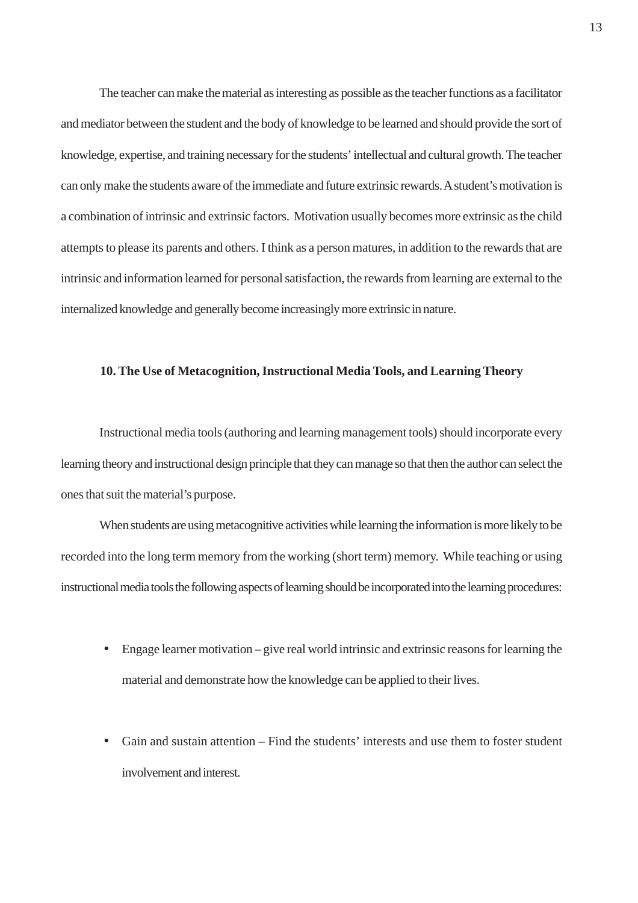The teacher can make the material as interesting as possible as the teacher functions as a facilitator and mediator between the student and the body of knowledge to be learned and should provide the sort of knowledge, expertise, and training necessary for the students' intellectual and cultural growth. The teacher can only make the students aware of the immediate and future extrinsic rewards. A student's motivation is a combination of intrinsic and extrinsic factors. Motivation usually becomes more extrinsic as the child attempts to please its parents and others. I think as a person matures, in addition to the rewards that are intrinsic and information learned for personal satisfaction, the rewards from learning are external to the internalized knowledge and generally become increasingly more extrinsic in nature.

## 10. The Use of Metacognition, Instructional Media Tools, and Learning Theory

Instructional media tools (authoring and learning management tools) should incorporate every learning theory and instructional design principle that they can manage so that then the author can select the ones that suit the material's purpose.

When students are using metacognitive activities while learning the information is more likely to be recorded into the long term memory from the working (short term) memory. While teaching or using instructional media tools the following aspects of learning should be incorporated into the learning procedures:

- Engage learner motivation – give real world intrinsic and extrinsic reasons for learning the material and demonstrate how the knowledge can be applied to their lives.

- Gain and sustain attention – Find the students' interests and use them to foster student involvement and interest.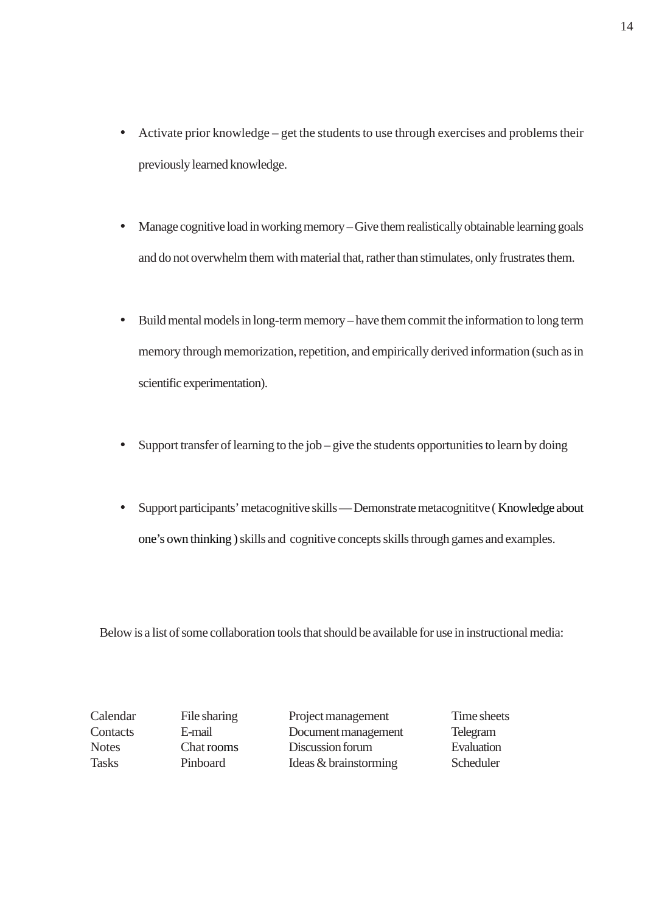- Activate prior knowledge – get the students to use through exercises and problems their previously learned knowledge.

- Manage cognitive load in working memory – Give them realistically obtainable learning goals and do not overwhelm them with material that, rather than stimulates, only frustrates them.

- Build mental models in long-term memory – have them commit the information to long term memory through memorization, repetition, and empirically derived information (such as in scientific experimentation).

- Support transfer of learning to the job – give the students opportunities to learn by doing

- Support participants' metacognitive skills — Demonstrate metacognititve ( Knowledge about one's own thinking ) skills and cognitive concepts skills through games and examples.

Below is a list of some collaboration tools that should be available for use in instructional media:

| | | | |
|---|---|---|---|
| Calendar | File sharing | Project management | Time sheets |
| Contacts | E-mail | Document management | Telegram |
| Notes | Chat rooms | Discussion forum | Evaluation |
| Tasks | Pinboard | Ideas & brainstorming | Scheduler |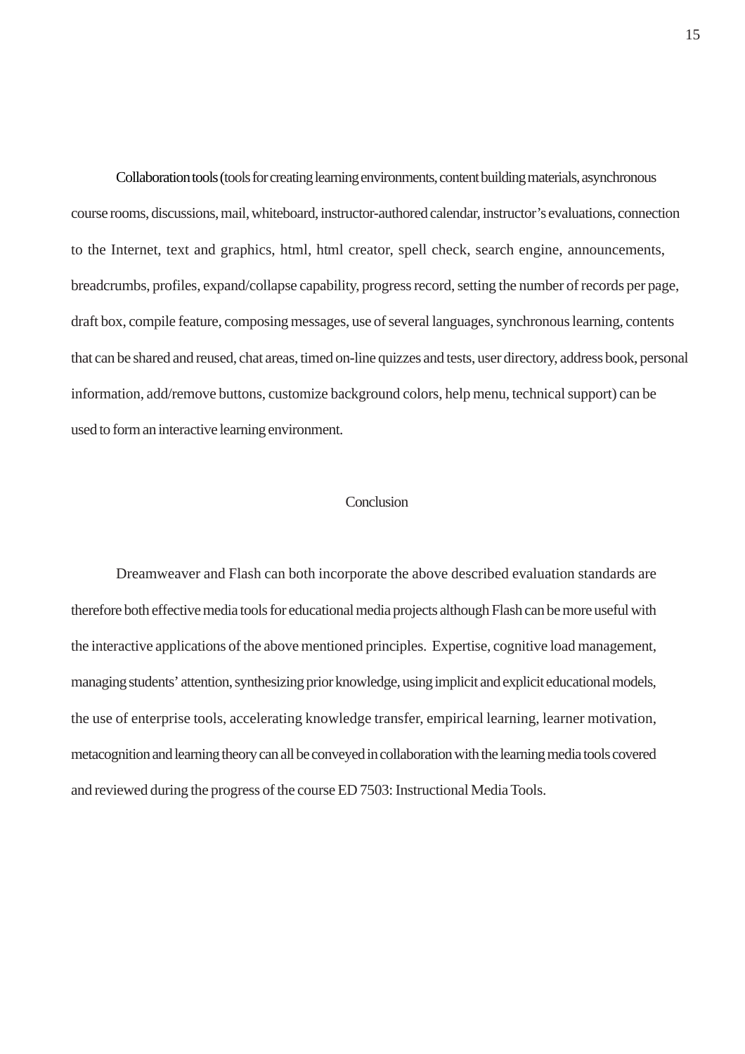Collaboration tools (tools for creating learning environments, content building materials, asynchronous course rooms, discussions, mail, whiteboard, instructor-authored calendar, instructor's evaluations, connection to the Internet, text and graphics, html, html creator, spell check, search engine, announcements, breadcrumbs, profiles, expand/collapse capability, progress record, setting the number of records per page, draft box, compile feature, composing messages, use of several languages, synchronous learning, contents that can be shared and reused, chat areas, timed on-line quizzes and tests, user directory, address book, personal information, add/remove buttons, customize background colors, help menu, technical support) can be used to form an interactive learning environment.

## Conclusion

Dreamweaver and Flash can both incorporate the above described evaluation standards are therefore both effective media tools for educational media projects although Flash can be more useful with the interactive applications of the above mentioned principles. Expertise, cognitive load management, managing students' attention, synthesizing prior knowledge, using implicit and explicit educational models, the use of enterprise tools, accelerating knowledge transfer, empirical learning, learner motivation, metacognition and learning theory can all be conveyed in collaboration with the learning media tools covered and reviewed during the progress of the course ED 7503: Instructional Media Tools.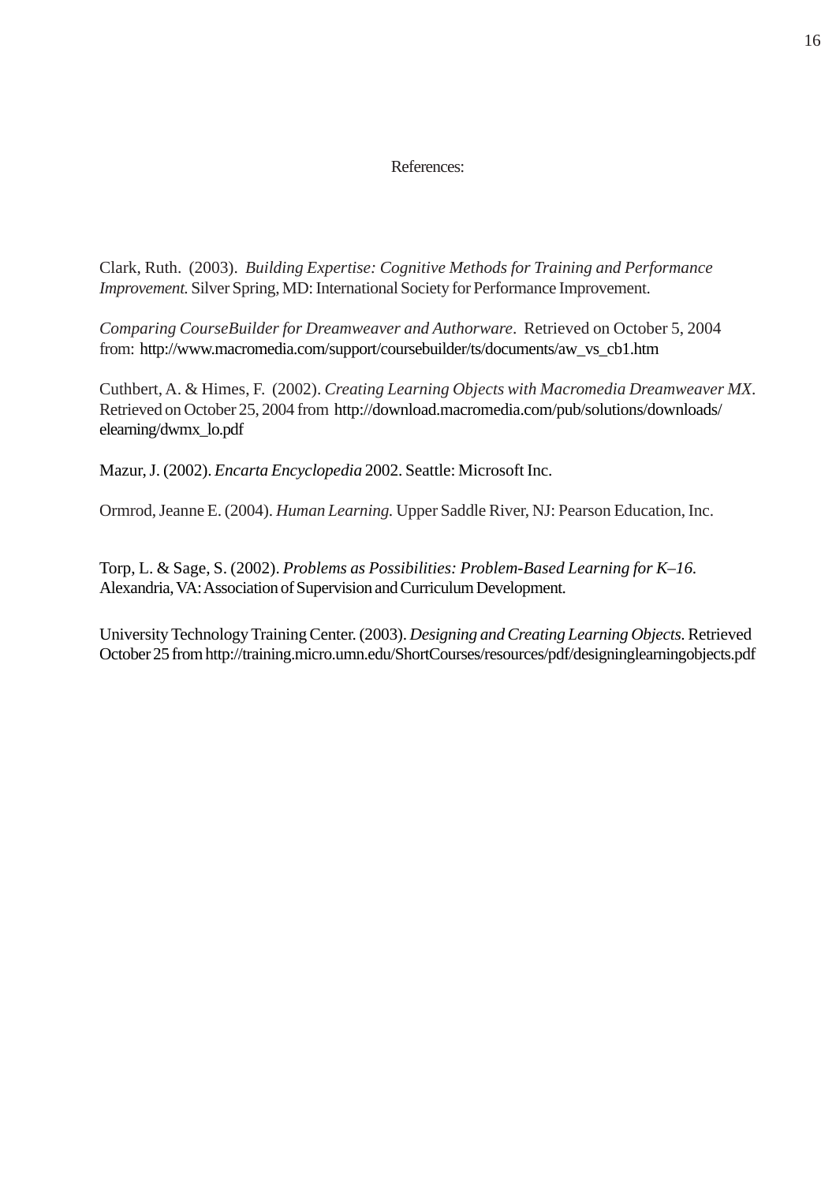References:

Clark, Ruth. (2003). *Building Expertise: Cognitive Methods for Training and Performance Improvement.* Silver Spring, MD: International Society for Performance Improvement.

*Comparing CourseBuilder for Dreamweaver and Authorware*. Retrieved on October 5, 2004 from: http://www.macromedia.com/support/coursebuilder/ts/documents/aw_vs_cb1.htm

Cuthbert, A. & Himes, F. (2002). *Creating Learning Objects with Macromedia Dreamweaver MX*. Retrieved on October 25, 2004 from http://download.macromedia.com/pub/solutions/downloads/elearning/dwmx_lo.pdf

Mazur, J. (2002). *Encarta Encyclopedia* 2002. Seattle: Microsoft Inc.

Ormrod, Jeanne E. (2004). *Human Learning.* Upper Saddle River, NJ: Pearson Education, Inc.

Torp, L. & Sage, S. (2002). *Problems as Possibilities: Problem-Based Learning for K–16.* Alexandria, VA: Association of Supervision and Curriculum Development.

University Technology Training Center. (2003). *Designing and Creating Learning Objects.* Retrieved October 25 from http://training.micro.umn.edu/ShortCourses/resources/pdf/designinglearningobjects.pdf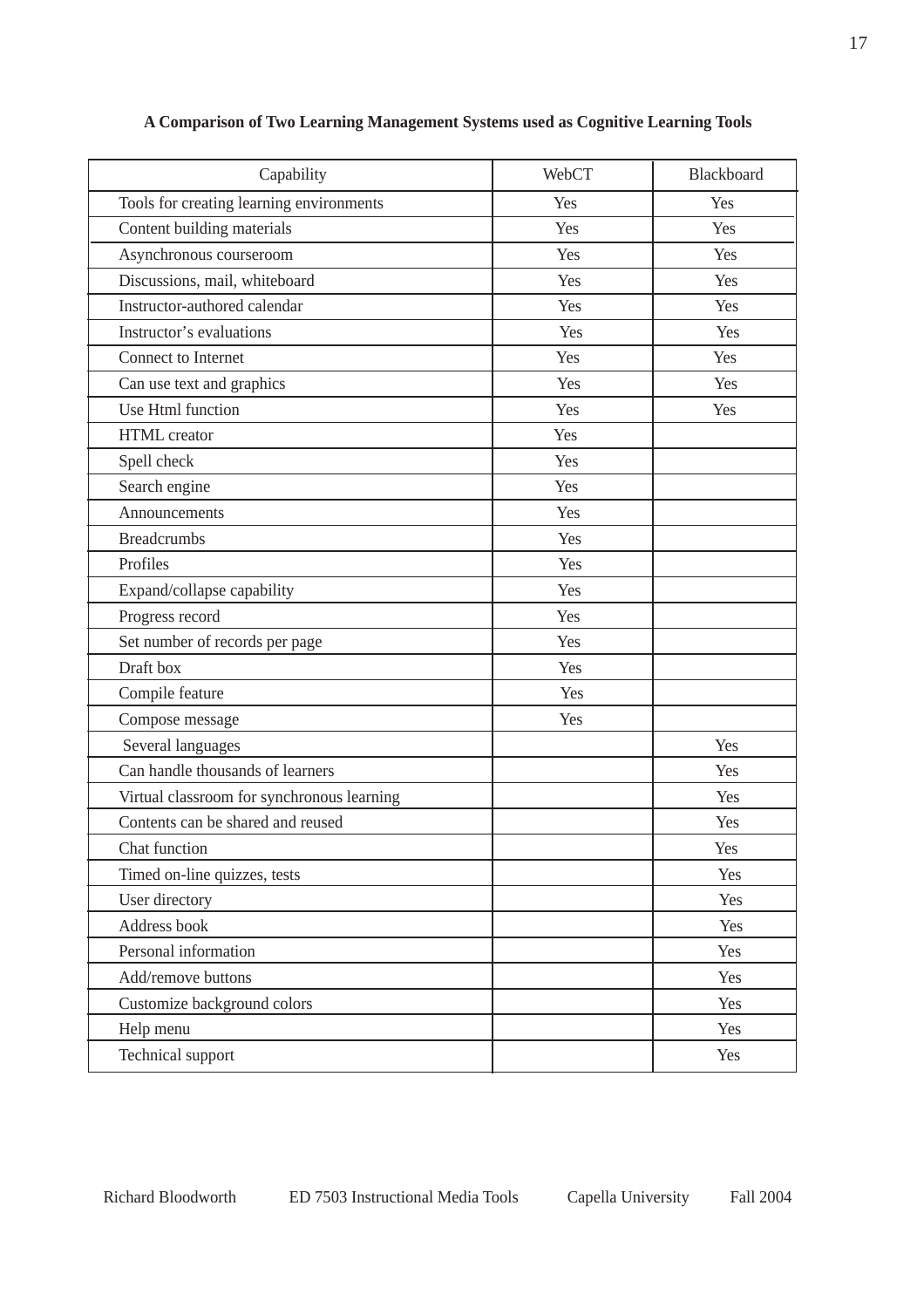**A Comparison of Two Learning Management Systems used as Cognitive Learning Tools**

| Capability | WebCT | Blackboard |
|---|---|---|
| Tools for creating learning environments | Yes | Yes |
| Content building materials | Yes | Yes |
| Asynchronous courseroom | Yes | Yes |
| Discussions, mail, whiteboard | Yes | Yes |
| Instructor-authored calendar | Yes | Yes |
| Instructor's evaluations | Yes | Yes |
| Connect to Internet | Yes | Yes |
| Can use text and graphics | Yes | Yes |
| Use Html function | Yes | Yes |
| HTML creator | Yes | |
| Spell check | Yes | |
| Search engine | Yes | |
| Announcements | Yes | |
| Breadcrumbs | Yes | |
| Profiles | Yes | |
| Expand/collapse capability | Yes | |
| Progress record | Yes | |
| Set number of records per page | Yes | |
| Draft box | Yes | |
| Compile feature | Yes | |
| Compose message | Yes | |
| Several languages | | Yes |
| Can handle thousands of learners | | Yes |
| Virtual classroom for synchronous learning | | Yes |
| Contents can be shared and reused | | Yes |
| Chat function | | Yes |
| Timed on-line quizzes, tests | | Yes |
| User directory | | Yes |
| Address book | | Yes |
| Personal information | | Yes |
| Add/remove buttons | | Yes |
| Customize background colors | | Yes |
| Help menu | | Yes |
| Technical support | | Yes |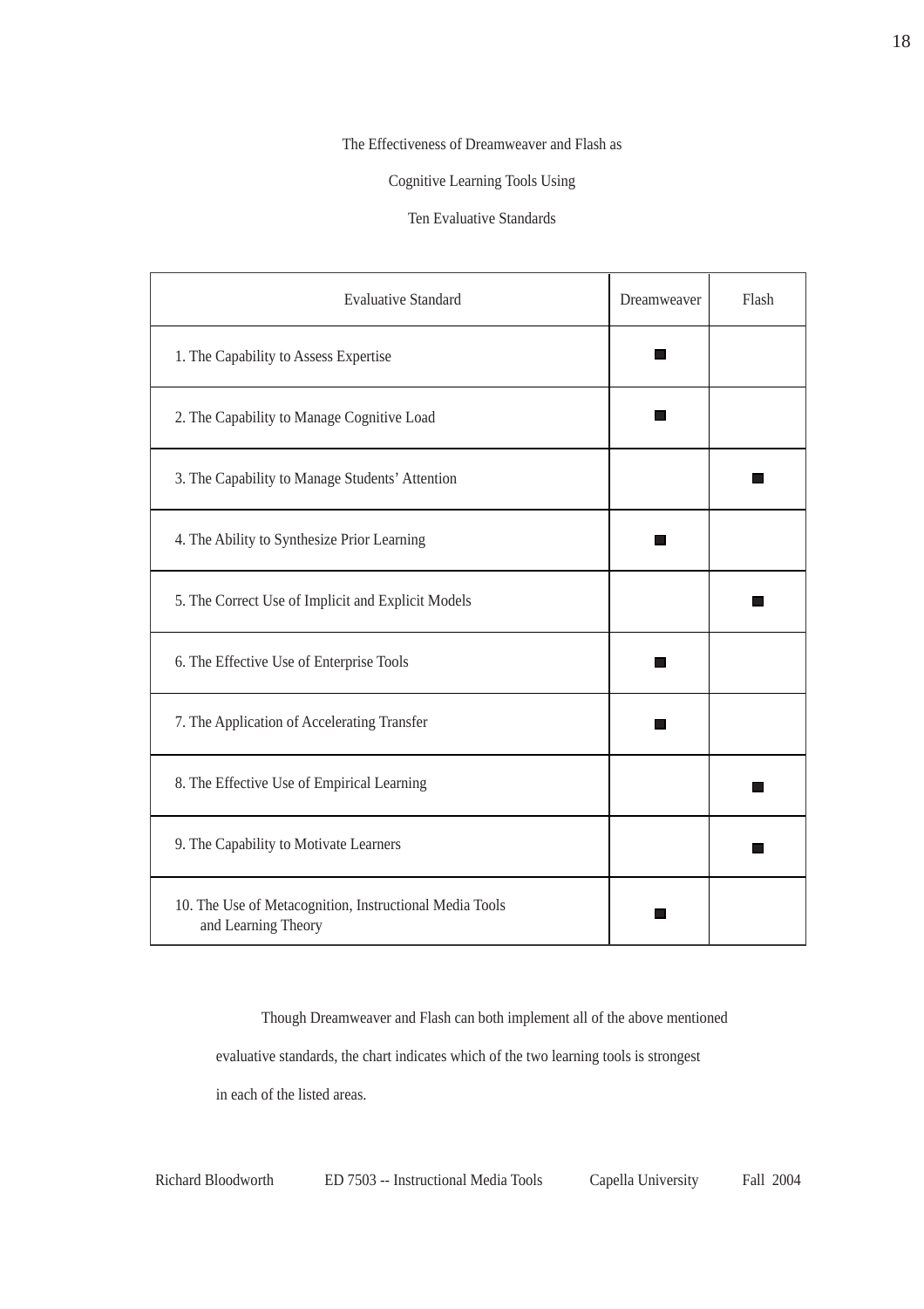The Effectiveness of Dreamweaver and Flash as

Cognitive Learning Tools Using

Ten Evaluative Standards

| Evaluative Standard | Dreamweaver | Flash |
|---|---|---|
| 1. The Capability to Assess Expertise | ■ | |
| 2. The Capability to Manage Cognitive Load | ■ | |
| 3. The Capability to Manage Students' Attention | | ■ |
| 4. The Ability to Synthesize Prior Learning | ■ | |
| 5. The Correct Use of Implicit and Explicit Models | | ■ |
| 6. The Effective Use of Enterprise Tools | ■ | |
| 7. The Application of Accelerating Transfer | ■ | |
| 8. The Effective Use of Empirical Learning | | ■ |
| 9. The Capability to Motivate Learners | | ■ |
| 10. The Use of Metacognition, Instructional Media Tools and Learning Theory | ■ | |

Though Dreamweaver and Flash can both implement all of the above mentioned evaluative standards, the chart indicates which of the two learning tools is strongest in each of the listed areas.